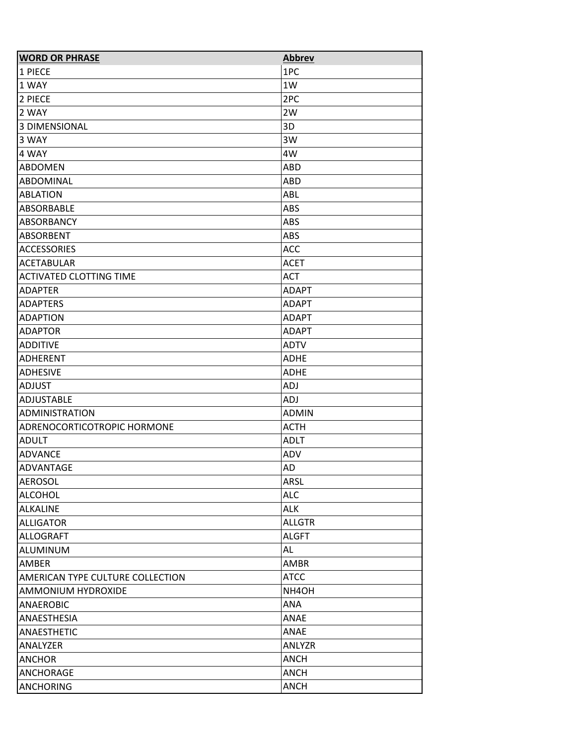| **WORD OR PHRASE** | **Abbrev** |
| --- | --- |
| 1 PIECE | 1PC |
| 1 WAY | 1W |
| 2 PIECE | 2PC |
| 2 WAY | 2W |
| 3 DIMENSIONAL | 3D |
| 3 WAY | 3W |
| 4 WAY | 4W |
| ABDOMEN | ABD |
| ABDOMINAL | ABD |
| ABLATION | ABL |
| ABSORBABLE | ABS |
| ABSORBANCY | ABS |
| ABSORBENT | ABS |
| ACCESSORIES | ACC |
| ACETABULAR | ACET |
| ACTIVATED CLOTTING TIME | ACT |
| ADAPTER | ADAPT |
| ADAPTERS | ADAPT |
| ADAPTION | ADAPT |
| ADAPTOR | ADAPT |
| ADDITIVE | ADTV |
| ADHERENT | ADHE |
| ADHESIVE | ADHE |
| ADJUST | ADJ |
| ADJUSTABLE | ADJ |
| ADMINISTRATION | ADMIN |
| ADRENOCORTICOTROPIC HORMONE | ACTH |
| ADULT | ADLT |
| ADVANCE | ADV |
| ADVANTAGE | AD |
| AEROSOL | ARSL |
| ALCOHOL | ALC |
| ALKALINE | ALK |
| ALLIGATOR | ALLGTR |
| ALLOGRAFT | ALGFT |
| ALUMINUM | AL |
| AMBER | AMBR |
| AMERICAN TYPE CULTURE COLLECTION | ATCC |
| AMMONIUM HYDROXIDE | NH4OH |
| ANAEROBIC | ANA |
| ANAESTHESIA | ANAE |
| ANAESTHETIC | ANAE |
| ANALYZER | ANLYZR |
| ANCHOR | ANCH |
| ANCHORAGE | ANCH |
| ANCHORING | ANCH |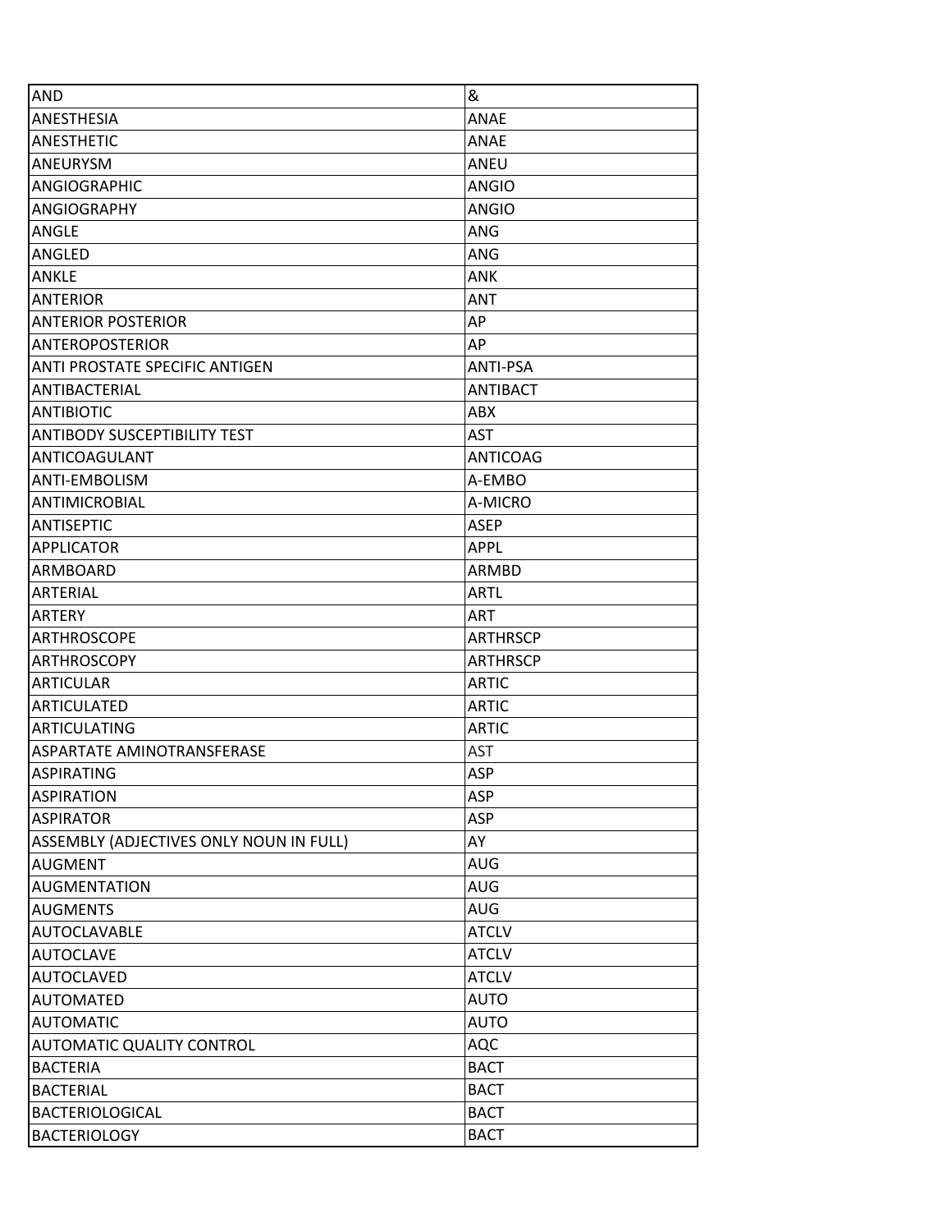| AND | & |
|---|---|
| ANESTHESIA | ANAE |
| ANESTHETIC | ANAE |
| ANEURYSM | ANEU |
| ANGIOGRAPHIC | ANGIO |
| ANGIOGRAPHY | ANGIO |
| ANGLE | ANG |
| ANGLED | ANG |
| ANKLE | ANK |
| ANTERIOR | ANT |
| ANTERIOR POSTERIOR | AP |
| ANTEROPOSTERIOR | AP |
| ANTI PROSTATE SPECIFIC ANTIGEN | ANTI-PSA |
| ANTIBACTERIAL | ANTIBACT |
| ANTIBIOTIC | ABX |
| ANTIBODY SUSCEPTIBILITY TEST | AST |
| ANTICOAGULANT | ANTICOAG |
| ANTI-EMBOLISM | A-EMBO |
| ANTIMICROBIAL | A-MICRO |
| ANTISEPTIC | ASEP |
| APPLICATOR | APPL |
| ARMBOARD | ARMBD |
| ARTERIAL | ARTL |
| ARTERY | ART |
| ARTHROSCOPE | ARTHRSCP |
| ARTHROSCOPY | ARTHRSCP |
| ARTICULAR | ARTIC |
| ARTICULATED | ARTIC |
| ARTICULATING | ARTIC |
| ASPARTATE AMINOTRANSFERASE | AST |
| ASPIRATING | ASP |
| ASPIRATION | ASP |
| ASPIRATOR | ASP |
| ASSEMBLY (ADJECTIVES ONLY NOUN IN FULL) | AY |
| AUGMENT | AUG |
| AUGMENTATION | AUG |
| AUGMENTS | AUG |
| AUTOCLAVABLE | ATCLV |
| AUTOCLAVE | ATCLV |
| AUTOCLAVED | ATCLV |
| AUTOMATED | AUTO |
| AUTOMATIC | AUTO |
| AUTOMATIC QUALITY CONTROL | AQC |
| BACTERIA | BACT |
| BACTERIAL | BACT |
| BACTERIOLOGICAL | BACT |
| BACTERIOLOGY | BACT |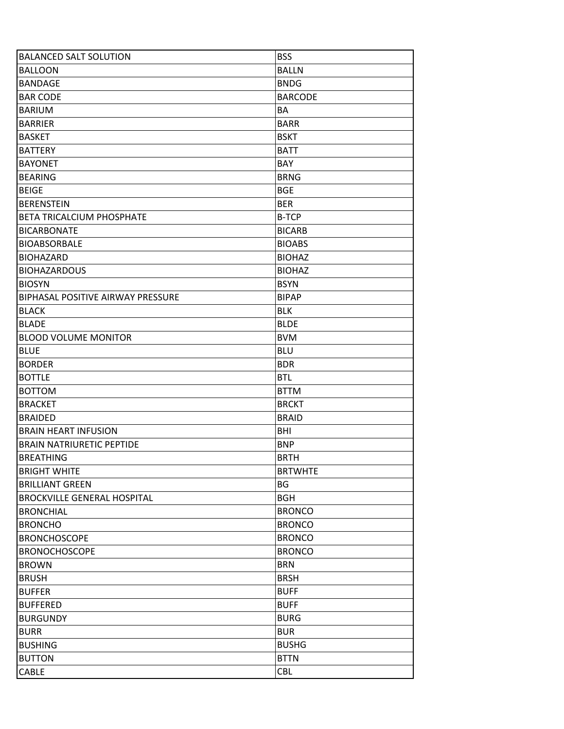| | |
|---|---|
| BALANCED SALT SOLUTION | BSS |
| BALLOON | BALLN |
| BANDAGE | BNDG |
| BAR CODE | BARCODE |
| BARIUM | BA |
| BARRIER | BARR |
| BASKET | BSKT |
| BATTERY | BATT |
| BAYONET | BAY |
| BEARING | BRNG |
| BEIGE | BGE |
| BERENSTEIN | BER |
| BETA TRICALCIUM PHOSPHATE | B-TCP |
| BICARBONATE | BICARB |
| BIOABSORBALE | BIOABS |
| BIOHAZARD | BIOHAZ |
| BIOHAZARDOUS | BIOHAZ |
| BIOSYN | BSYN |
| BIPHASAL POSITIVE AIRWAY PRESSURE | BIPAP |
| BLACK | BLK |
| BLADE | BLDE |
| BLOOD VOLUME MONITOR | BVM |
| BLUE | BLU |
| BORDER | BDR |
| BOTTLE | BTL |
| BOTTOM | BTTM |
| BRACKET | BRCKT |
| BRAIDED | BRAID |
| BRAIN HEART INFUSION | BHI |
| BRAIN NATRIURETIC PEPTIDE | BNP |
| BREATHING | BRTH |
| BRIGHT WHITE | BRTWHTE |
| BRILLIANT GREEN | BG |
| BROCKVILLE GENERAL HOSPITAL | BGH |
| BRONCHIAL | BRONCO |
| BRONCHO | BRONCO |
| BRONCHOSCOPE | BRONCO |
| BRONOCHOSCOPE | BRONCO |
| BROWN | BRN |
| BRUSH | BRSH |
| BUFFER | BUFF |
| BUFFERED | BUFF |
| BURGUNDY | BURG |
| BURR | BUR |
| BUSHING | BUSHG |
| BUTTON | BTTN |
| CABLE | CBL |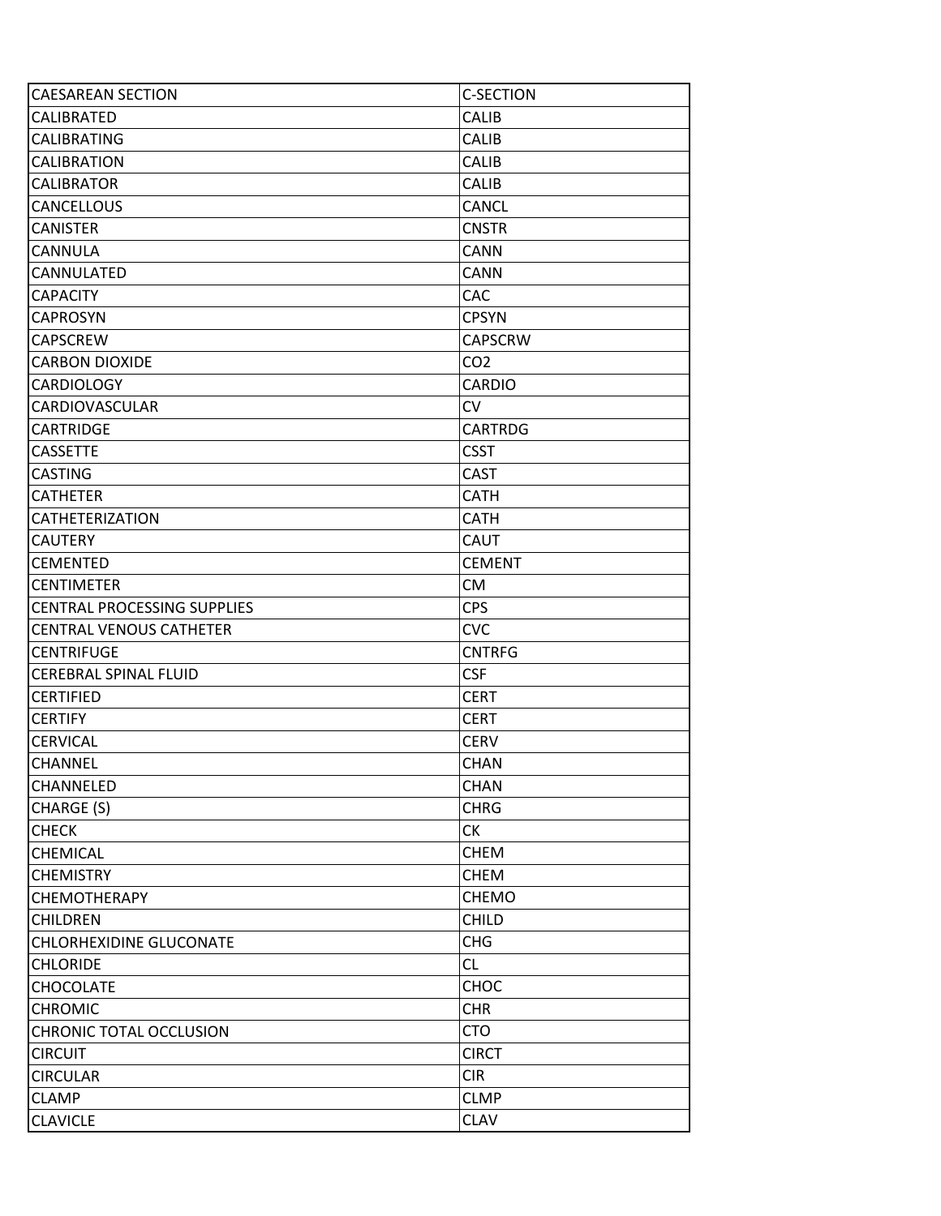| CAESAREAN SECTION | C-SECTION |
|---|---|
| CALIBRATED | CALIB |
| CALIBRATING | CALIB |
| CALIBRATION | CALIB |
| CALIBRATOR | CALIB |
| CANCELLOUS | CANCL |
| CANISTER | CNSTR |
| CANNULA | CANN |
| CANNULATED | CANN |
| CAPACITY | CAC |
| CAPROSYN | CPSYN |
| CAPSCREW | CAPSCRW |
| CARBON DIOXIDE | CO2 |
| CARDIOLOGY | CARDIO |
| CARDIOVASCULAR | CV |
| CARTRIDGE | CARTRDG |
| CASSETTE | CSST |
| CASTING | CAST |
| CATHETER | CATH |
| CATHETERIZATION | CATH |
| CAUTERY | CAUT |
| CEMENTED | CEMENT |
| CENTIMETER | CM |
| CENTRAL PROCESSING SUPPLIES | CPS |
| CENTRAL VENOUS CATHETER | CVC |
| CENTRIFUGE | CNTRFG |
| CEREBRAL SPINAL FLUID | CSF |
| CERTIFIED | CERT |
| CERTIFY | CERT |
| CERVICAL | CERV |
| CHANNEL | CHAN |
| CHANNELED | CHAN |
| CHARGE (S) | CHRG |
| CHECK | CK |
| CHEMICAL | CHEM |
| CHEMISTRY | CHEM |
| CHEMOTHERAPY | CHEMO |
| CHILDREN | CHILD |
| CHLORHEXIDINE GLUCONATE | CHG |
| CHLORIDE | CL |
| CHOCOLATE | CHOC |
| CHROMIC | CHR |
| CHRONIC TOTAL OCCLUSION | CTO |
| CIRCUIT | CIRCT |
| CIRCULAR | CIR |
| CLAMP | CLMP |
| CLAVICLE | CLAV |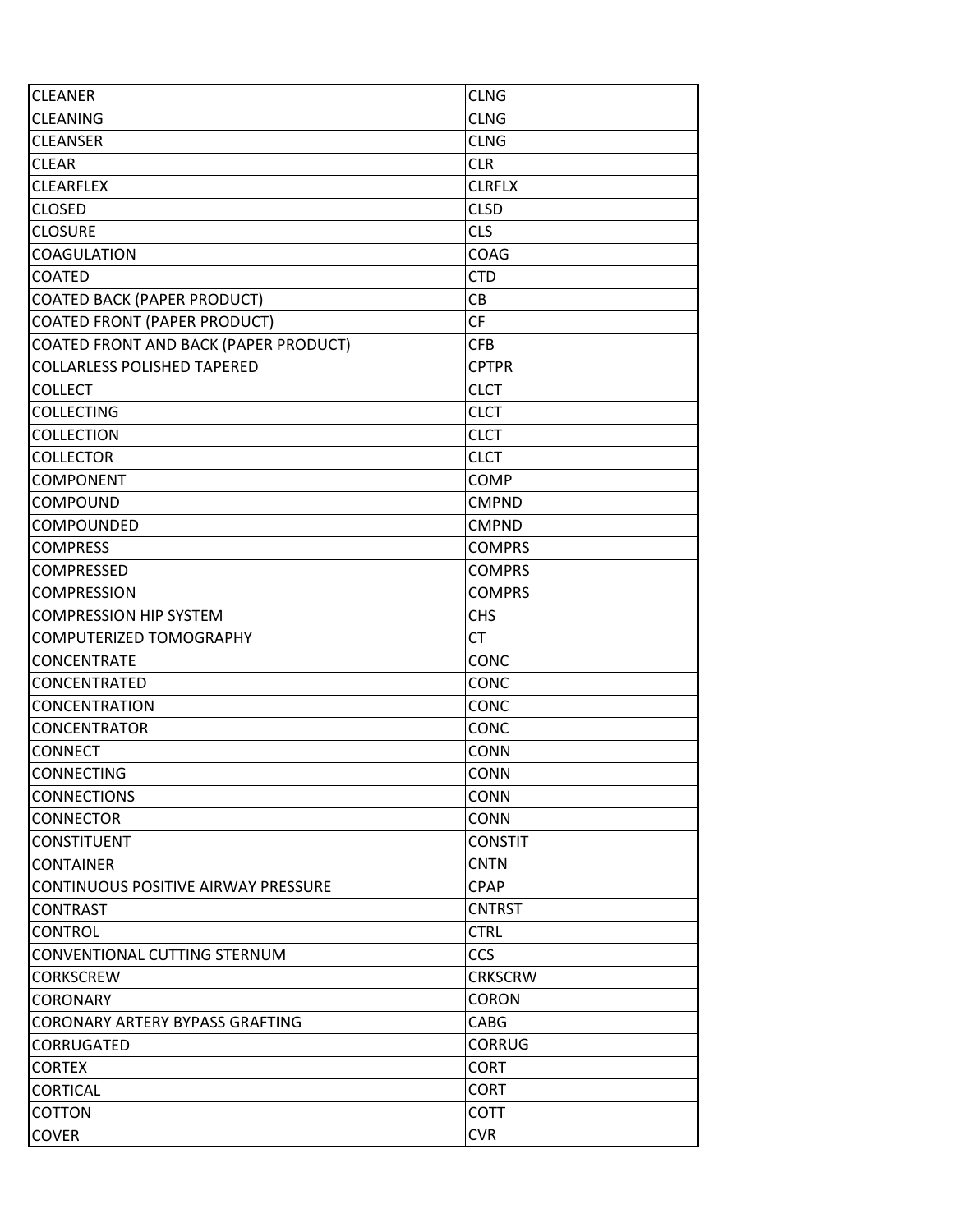| | |
|---|---|
| CLEANER | CLNG |
| CLEANING | CLNG |
| CLEANSER | CLNG |
| CLEAR | CLR |
| CLEARFLEX | CLRFLX |
| CLOSED | CLSD |
| CLOSURE | CLS |
| COAGULATION | COAG |
| COATED | CTD |
| COATED BACK (PAPER PRODUCT) | CB |
| COATED FRONT (PAPER PRODUCT) | CF |
| COATED FRONT AND BACK (PAPER PRODUCT) | CFB |
| COLLARLESS POLISHED TAPERED | CPTPR |
| COLLECT | CLCT |
| COLLECTING | CLCT |
| COLLECTION | CLCT |
| COLLECTOR | CLCT |
| COMPONENT | COMP |
| COMPOUND | CMPND |
| COMPOUNDED | CMPND |
| COMPRESS | COMPRS |
| COMPRESSED | COMPRS |
| COMPRESSION | COMPRS |
| COMPRESSION HIP SYSTEM | CHS |
| COMPUTERIZED TOMOGRAPHY | CT |
| CONCENTRATE | CONC |
| CONCENTRATED | CONC |
| CONCENTRATION | CONC |
| CONCENTRATOR | CONC |
| CONNECT | CONN |
| CONNECTING | CONN |
| CONNECTIONS | CONN |
| CONNECTOR | CONN |
| CONSTITUENT | CONSTIT |
| CONTAINER | CNTN |
| CONTINUOUS POSITIVE AIRWAY PRESSURE | CPAP |
| CONTRAST | CNTRST |
| CONTROL | CTRL |
| CONVENTIONAL CUTTING STERNUM | CCS |
| CORKSCREW | CRKSCRW |
| CORONARY | CORON |
| CORONARY ARTERY BYPASS GRAFTING | CABG |
| CORRUGATED | CORRUG |
| CORTEX | CORT |
| CORTICAL | CORT |
| COTTON | COTT |
| COVER | CVR |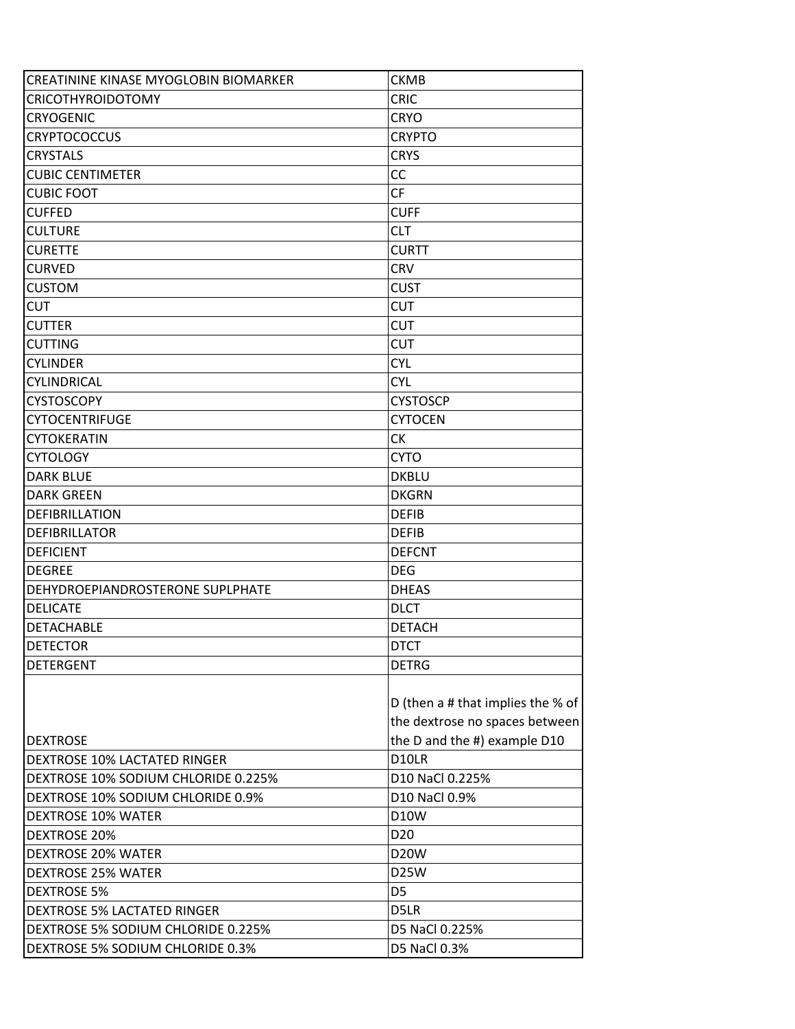| | |
|---|---|
| CREATININE KINASE MYOGLOBIN BIOMARKER | CKMB |
| CRICOTHYROIDOTOMY | CRIC |
| CRYOGENIC | CRYO |
| CRYPTOCOCCUS | CRYPTO |
| CRYSTALS | CRYS |
| CUBIC CENTIMETER | CC |
| CUBIC FOOT | CF |
| CUFFED | CUFF |
| CULTURE | CLT |
| CURETTE | CURTT |
| CURVED | CRV |
| CUSTOM | CUST |
| CUT | CUT |
| CUTTER | CUT |
| CUTTING | CUT |
| CYLINDER | CYL |
| CYLINDRICAL | CYL |
| CYSTOSCOPY | CYSTOSCP |
| CYTOCENTRIFUGE | CYTOCEN |
| CYTOKERATIN | CK |
| CYTOLOGY | CYTO |
| DARK BLUE | DKBLU |
| DARK GREEN | DKGRN |
| DEFIBRILLATION | DEFIB |
| DEFIBRILLATOR | DEFIB |
| DEFICIENT | DEFCNT |
| DEGREE | DEG |
| DEHYDROEPIANDROSTERONE SUPLPHATE | DHEAS |
| DELICATE | DLCT |
| DETACHABLE | DETACH |
| DETECTOR | DTCT |
| DETERGENT | DETRG |
| DEXTROSE | D (then a # that implies the % of the dextrose no spaces between the D and the #) example D10 |
| DEXTROSE 10% LACTATED RINGER | D10LR |
| DEXTROSE 10% SODIUM CHLORIDE 0.225% | D10 NaCl 0.225% |
| DEXTROSE 10% SODIUM CHLORIDE 0.9% | D10 NaCl 0.9% |
| DEXTROSE 10% WATER | D10W |
| DEXTROSE 20% | D20 |
| DEXTROSE 20% WATER | D20W |
| DEXTROSE 25% WATER | D25W |
| DEXTROSE 5% | D5 |
| DEXTROSE 5% LACTATED RINGER | D5LR |
| DEXTROSE 5% SODIUM CHLORIDE 0.225% | D5 NaCl 0.225% |
| DEXTROSE 5% SODIUM CHLORIDE 0.3% | D5 NaCl 0.3% |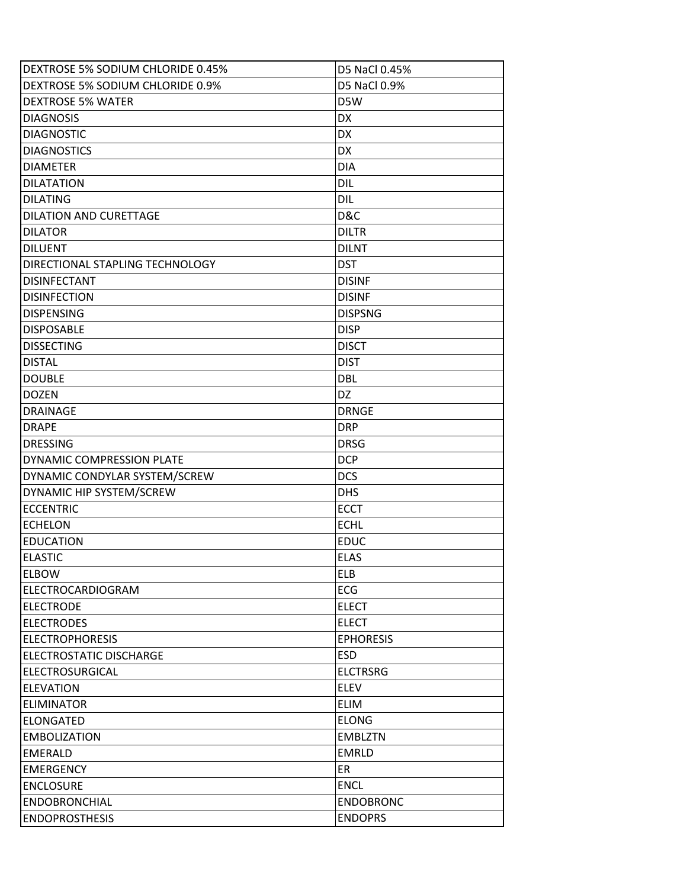| | |
|---|---|
| DEXTROSE 5% SODIUM CHLORIDE 0.45% | D5 NaCl 0.45% |
| DEXTROSE 5% SODIUM CHLORIDE 0.9% | D5 NaCl 0.9% |
| DEXTROSE 5% WATER | D5W |
| DIAGNOSIS | DX |
| DIAGNOSTIC | DX |
| DIAGNOSTICS | DX |
| DIAMETER | DIA |
| DILATATION | DIL |
| DILATING | DIL |
| DILATION AND CURETTAGE | D&C |
| DILATOR | DILTR |
| DILUENT | DILNT |
| DIRECTIONAL STAPLING TECHNOLOGY | DST |
| DISINFECTANT | DISINF |
| DISINFECTION | DISINF |
| DISPENSING | DISPSNG |
| DISPOSABLE | DISP |
| DISSECTING | DISCT |
| DISTAL | DIST |
| DOUBLE | DBL |
| DOZEN | DZ |
| DRAINAGE | DRNGE |
| DRAPE | DRP |
| DRESSING | DRSG |
| DYNAMIC COMPRESSION PLATE | DCP |
| DYNAMIC CONDYLAR SYSTEM/SCREW | DCS |
| DYNAMIC HIP SYSTEM/SCREW | DHS |
| ECCENTRIC | ECCT |
| ECHELON | ECHL |
| EDUCATION | EDUC |
| ELASTIC | ELAS |
| ELBOW | ELB |
| ELECTROCARDIOGRAM | ECG |
| ELECTRODE | ELECT |
| ELECTRODES | ELECT |
| ELECTROPHORESIS | EPHORESIS |
| ELECTROSTATIC DISCHARGE | ESD |
| ELECTROSURGICAL | ELCTRSRG |
| ELEVATION | ELEV |
| ELIMINATOR | ELIM |
| ELONGATED | ELONG |
| EMBOLIZATION | EMBLZTN |
| EMERALD | EMRLD |
| EMERGENCY | ER |
| ENCLOSURE | ENCL |
| ENDOBRONCHIAL | ENDOBRONC |
| ENDOPROSTHESIS | ENDOPRS |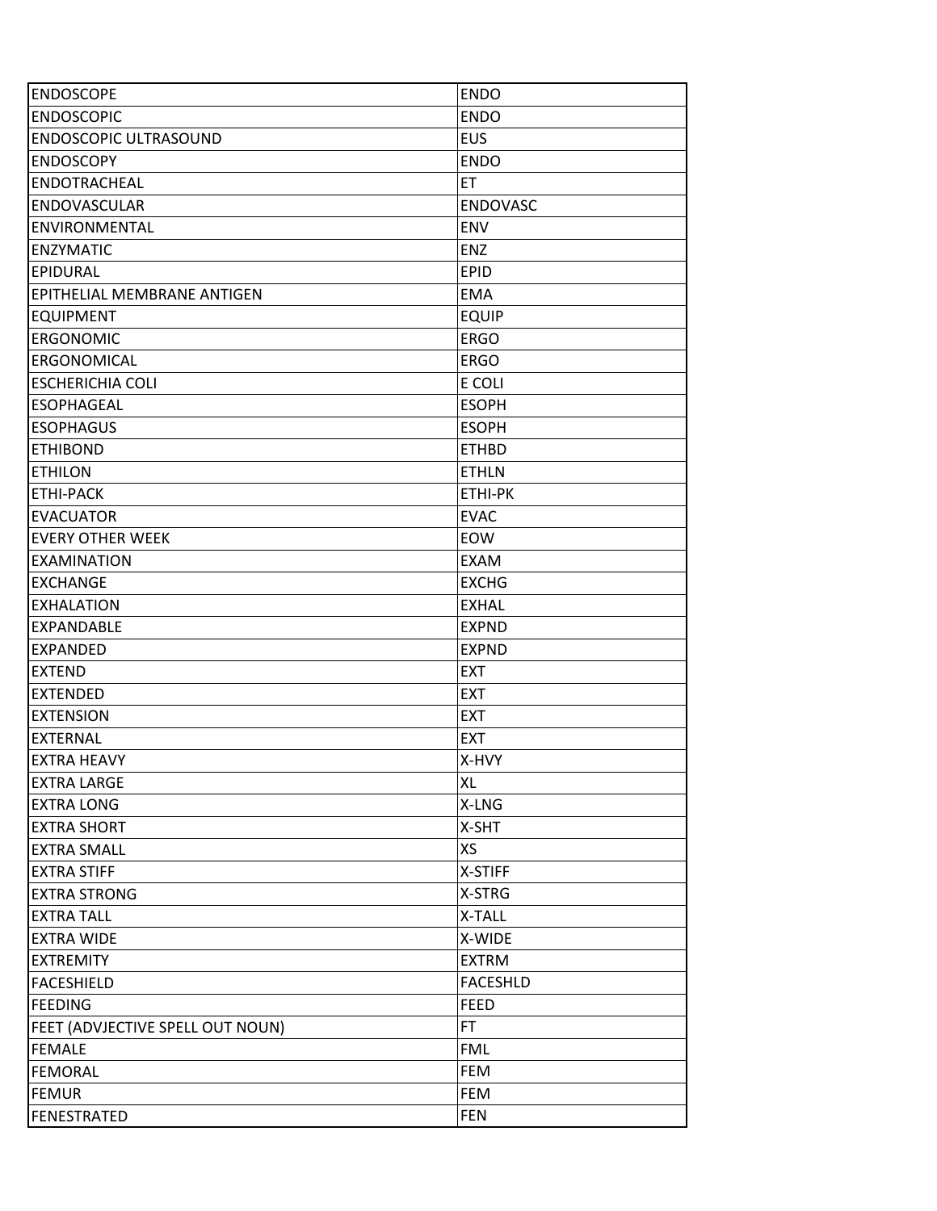| ENDOSCOPE | ENDO |
|---|---|
| ENDOSCOPIC | ENDO |
| ENDOSCOPIC ULTRASOUND | EUS |
| ENDOSCOPY | ENDO |
| ENDOTRACHEAL | ET |
| ENDOVASCULAR | ENDOVASC |
| ENVIRONMENTAL | ENV |
| ENZYMATIC | ENZ |
| EPIDURAL | EPID |
| EPITHELIAL MEMBRANE ANTIGEN | EMA |
| EQUIPMENT | EQUIP |
| ERGONOMIC | ERGO |
| ERGONOMICAL | ERGO |
| ESCHERICHIA COLI | E COLI |
| ESOPHAGEAL | ESOPH |
| ESOPHAGUS | ESOPH |
| ETHIBOND | ETHBD |
| ETHILON | ETHLN |
| ETHI-PACK | ETHI-PK |
| EVACUATOR | EVAC |
| EVERY OTHER WEEK | EOW |
| EXAMINATION | EXAM |
| EXCHANGE | EXCHG |
| EXHALATION | EXHAL |
| EXPANDABLE | EXPND |
| EXPANDED | EXPND |
| EXTEND | EXT |
| EXTENDED | EXT |
| EXTENSION | EXT |
| EXTERNAL | EXT |
| EXTRA HEAVY | X-HVY |
| EXTRA LARGE | XL |
| EXTRA LONG | X-LNG |
| EXTRA SHORT | X-SHT |
| EXTRA SMALL | XS |
| EXTRA STIFF | X-STIFF |
| EXTRA STRONG | X-STRG |
| EXTRA TALL | X-TALL |
| EXTRA WIDE | X-WIDE |
| EXTREMITY | EXTRM |
| FACESHIELD | FACESHLD |
| FEEDING | FEED |
| FEET (ADVJECTIVE SPELL OUT NOUN) | FT |
| FEMALE | FML |
| FEMORAL | FEM |
| FEMUR | FEM |
| FENESTRATED | FEN |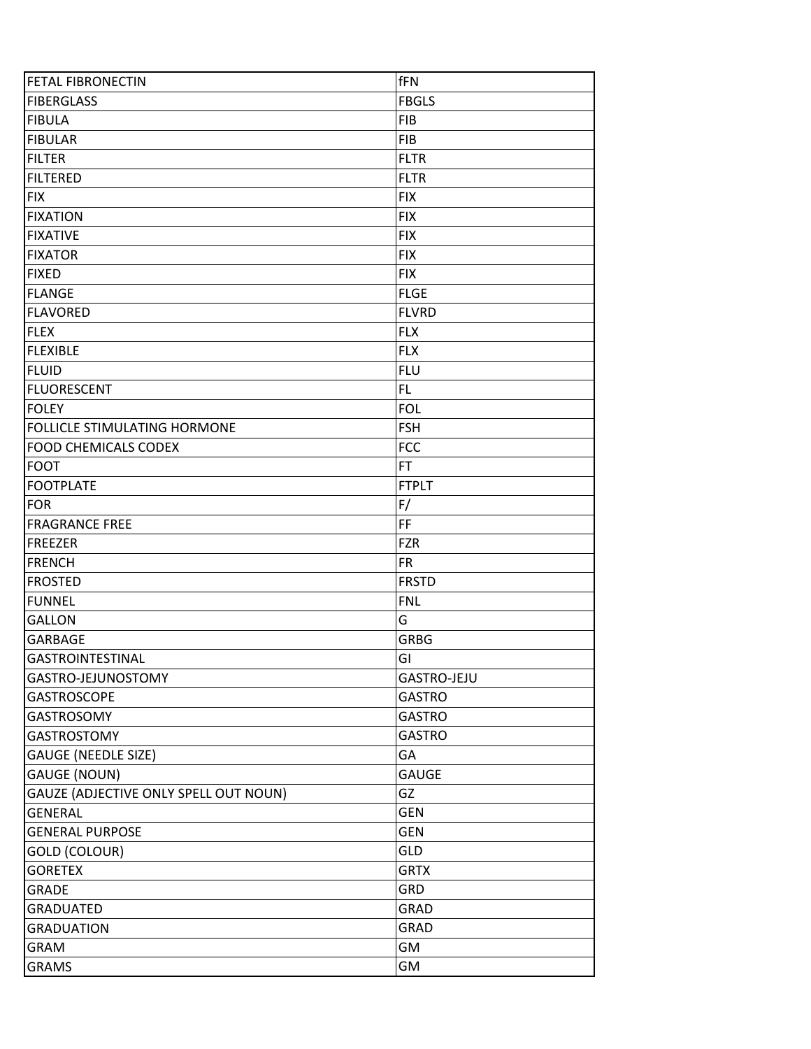| FETAL FIBRONECTIN | fFN |
| --- | --- |
| FIBERGLASS | FBGLS |
| FIBULA | FIB |
| FIBULAR | FIB |
| FILTER | FLTR |
| FILTERED | FLTR |
| FIX | FIX |
| FIXATION | FIX |
| FIXATIVE | FIX |
| FIXATOR | FIX |
| FIXED | FIX |
| FLANGE | FLGE |
| FLAVORED | FLVRD |
| FLEX | FLX |
| FLEXIBLE | FLX |
| FLUID | FLU |
| FLUORESCENT | FL |
| FOLEY | FOL |
| FOLLICLE STIMULATING HORMONE | FSH |
| FOOD CHEMICALS CODEX | FCC |
| FOOT | FT |
| FOOTPLATE | FTPLT |
| FOR | F/ |
| FRAGRANCE FREE | FF |
| FREEZER | FZR |
| FRENCH | FR |
| FROSTED | FRSTD |
| FUNNEL | FNL |
| GALLON | G |
| GARBAGE | GRBG |
| GASTROINTESTINAL | GI |
| GASTRO-JEJUNOSTOMY | GASTRO-JEJU |
| GASTROSCOPE | GASTRO |
| GASTROSOMY | GASTRO |
| GASTROSTOMY | GASTRO |
| GAUGE (NEEDLE SIZE) | GA |
| GAUGE (NOUN) | GAUGE |
| GAUZE (ADJECTIVE ONLY SPELL OUT NOUN) | GZ |
| GENERAL | GEN |
| GENERAL PURPOSE | GEN |
| GOLD (COLOUR) | GLD |
| GORETEX | GRTX |
| GRADE | GRD |
| GRADUATED | GRAD |
| GRADUATION | GRAD |
| GRAM | GM |
| GRAMS | GM |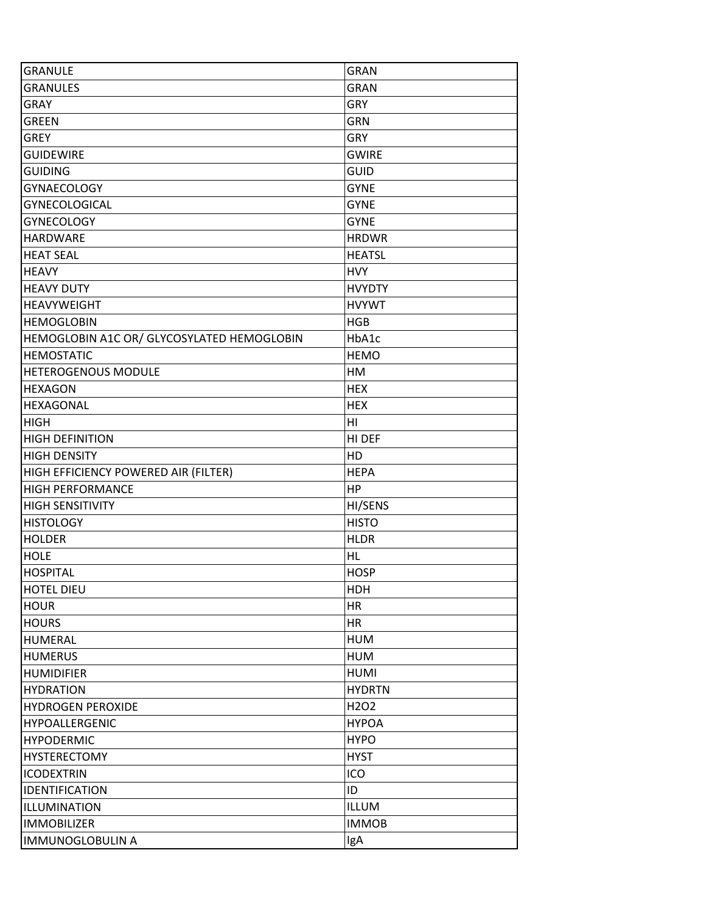| GRANULE | GRAN |
|---|---|
| GRANULES | GRAN |
| GRAY | GRY |
| GREEN | GRN |
| GREY | GRY |
| GUIDEWIRE | GWIRE |
| GUIDING | GUID |
| GYNAECOLOGY | GYNE |
| GYNECOLOGICAL | GYNE |
| GYNECOLOGY | GYNE |
| HARDWARE | HRDWR |
| HEAT SEAL | HEATSL |
| HEAVY | HVY |
| HEAVY DUTY | HVYDTY |
| HEAVYWEIGHT | HVYWT |
| HEMOGLOBIN | HGB |
| HEMOGLOBIN A1C OR/ GLYCOSYLATED HEMOGLOBIN | HbA1c |
| HEMOSTATIC | HEMO |
| HETEROGENOUS MODULE | HM |
| HEXAGON | HEX |
| HEXAGONAL | HEX |
| HIGH | HI |
| HIGH DEFINITION | HI DEF |
| HIGH DENSITY | HD |
| HIGH EFFICIENCY POWERED AIR (FILTER) | HEPA |
| HIGH PERFORMANCE | HP |
| HIGH SENSITIVITY | HI/SENS |
| HISTOLOGY | HISTO |
| HOLDER | HLDR |
| HOLE | HL |
| HOSPITAL | HOSP |
| HOTEL DIEU | HDH |
| HOUR | HR |
| HOURS | HR |
| HUMERAL | HUM |
| HUMERUS | HUM |
| HUMIDIFIER | HUMI |
| HYDRATION | HYDRTN |
| HYDROGEN PEROXIDE | H2O2 |
| HYPOALLERGENIC | HYPOA |
| HYPODERMIC | HYPO |
| HYSTERECTOMY | HYST |
| ICODEXTRIN | ICO |
| IDENTIFICATION | ID |
| ILLUMINATION | ILLUM |
| IMMOBILIZER | IMMOB |
| IMMUNOGLOBULIN A | IgA |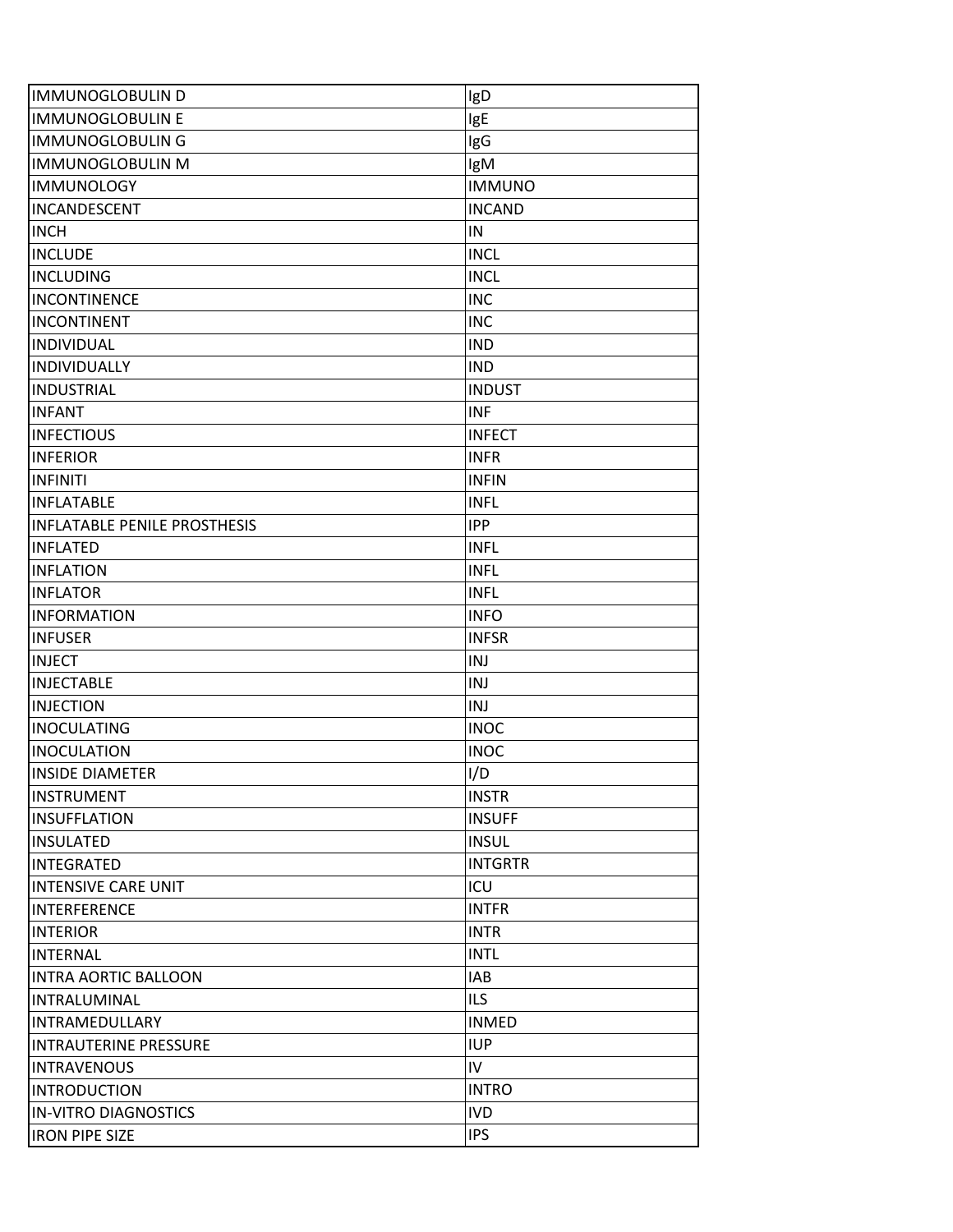| IMMUNOGLOBULIN D | IgD |
|---|---|
| IMMUNOGLOBULIN E | IgE |
| IMMUNOGLOBULIN G | IgG |
| IMMUNOGLOBULIN M | IgM |
| IMMUNOLOGY | IMMUNO |
| INCANDESCENT | INCAND |
| INCH | IN |
| INCLUDE | INCL |
| INCLUDING | INCL |
| INCONTINENCE | INC |
| INCONTINENT | INC |
| INDIVIDUAL | IND |
| INDIVIDUALLY | IND |
| INDUSTRIAL | INDUST |
| INFANT | INF |
| INFECTIOUS | INFECT |
| INFERIOR | INFR |
| INFINITI | INFIN |
| INFLATABLE | INFL |
| INFLATABLE PENILE PROSTHESIS | IPP |
| INFLATED | INFL |
| INFLATION | INFL |
| INFLATOR | INFL |
| INFORMATION | INFO |
| INFUSER | INFSR |
| INJECT | INJ |
| INJECTABLE | INJ |
| INJECTION | INJ |
| INOCULATING | INOC |
| INOCULATION | INOC |
| INSIDE DIAMETER | I/D |
| INSTRUMENT | INSTR |
| INSUFFLATION | INSUFF |
| INSULATED | INSUL |
| INTEGRATED | INTGRTR |
| INTENSIVE CARE UNIT | ICU |
| INTERFERENCE | INTFR |
| INTERIOR | INTR |
| INTERNAL | INTL |
| INTRA AORTIC BALLOON | IAB |
| INTRALUMINAL | ILS |
| INTRAMEDULLARY | INMED |
| INTRAUTERINE PRESSURE | IUP |
| INTRAVENOUS | IV |
| INTRODUCTION | INTRO |
| IN-VITRO DIAGNOSTICS | IVD |
| IRON PIPE SIZE | IPS |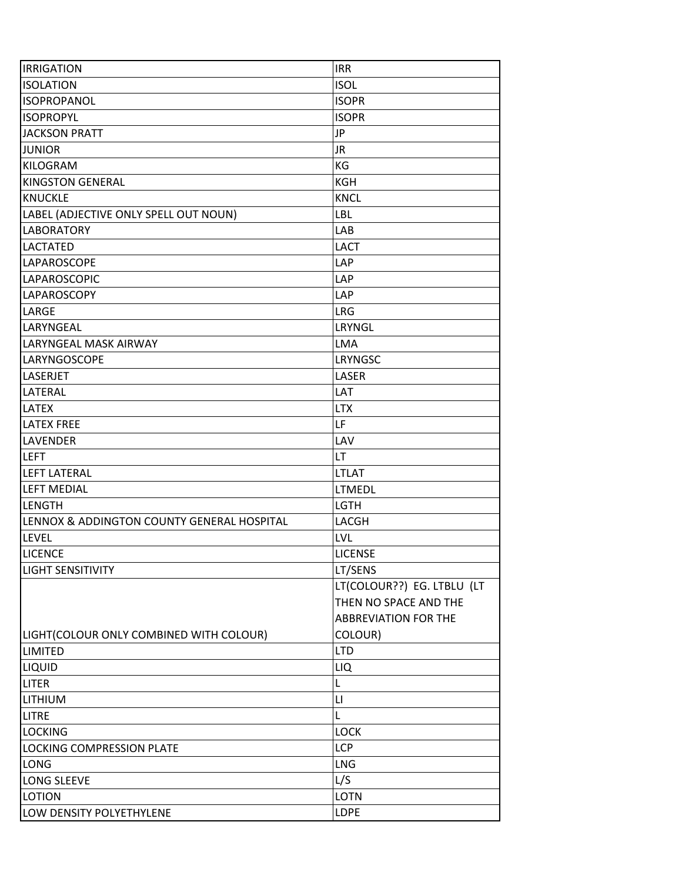| | |
|---|---|
| IRRIGATION | IRR |
| ISOLATION | ISOL |
| ISOPROPANOL | ISOPR |
| ISOPROPYL | ISOPR |
| JACKSON PRATT | JP |
| JUNIOR | JR |
| KILOGRAM | KG |
| KINGSTON GENERAL | KGH |
| KNUCKLE | KNCL |
| LABEL (ADJECTIVE ONLY SPELL OUT NOUN) | LBL |
| LABORATORY | LAB |
| LACTATED | LACT |
| LAPAROSCOPE | LAP |
| LAPAROSCOPIC | LAP |
| LAPAROSCOPY | LAP |
| LARGE | LRG |
| LARYNGEAL | LRYNGL |
| LARYNGEAL MASK AIRWAY | LMA |
| LARYNGOSCOPE | LRYNGSC |
| LASERJET | LASER |
| LATERAL | LAT |
| LATEX | LTX |
| LATEX FREE | LF |
| LAVENDER | LAV |
| LEFT | LT |
| LEFT LATERAL | LTLAT |
| LEFT MEDIAL | LTMEDL |
| LENGTH | LGTH |
| LENNOX & ADDINGTON COUNTY GENERAL HOSPITAL | LACGH |
| LEVEL | LVL |
| LICENCE | LICENSE |
| LIGHT SENSITIVITY | LT/SENS |
| LIGHT(COLOUR ONLY COMBINED WITH COLOUR) | LT(COLOUR??) EG. LTBLU (LT THEN NO SPACE AND THE ABBREVIATION FOR THE COLOUR) |
| LIMITED | LTD |
| LIQUID | LIQ |
| LITER | L |
| LITHIUM | LI |
| LITRE | L |
| LOCKING | LOCK |
| LOCKING COMPRESSION PLATE | LCP |
| LONG | LNG |
| LONG SLEEVE | L/S |
| LOTION | LOTN |
| LOW DENSITY POLYETHYLENE | LDPE |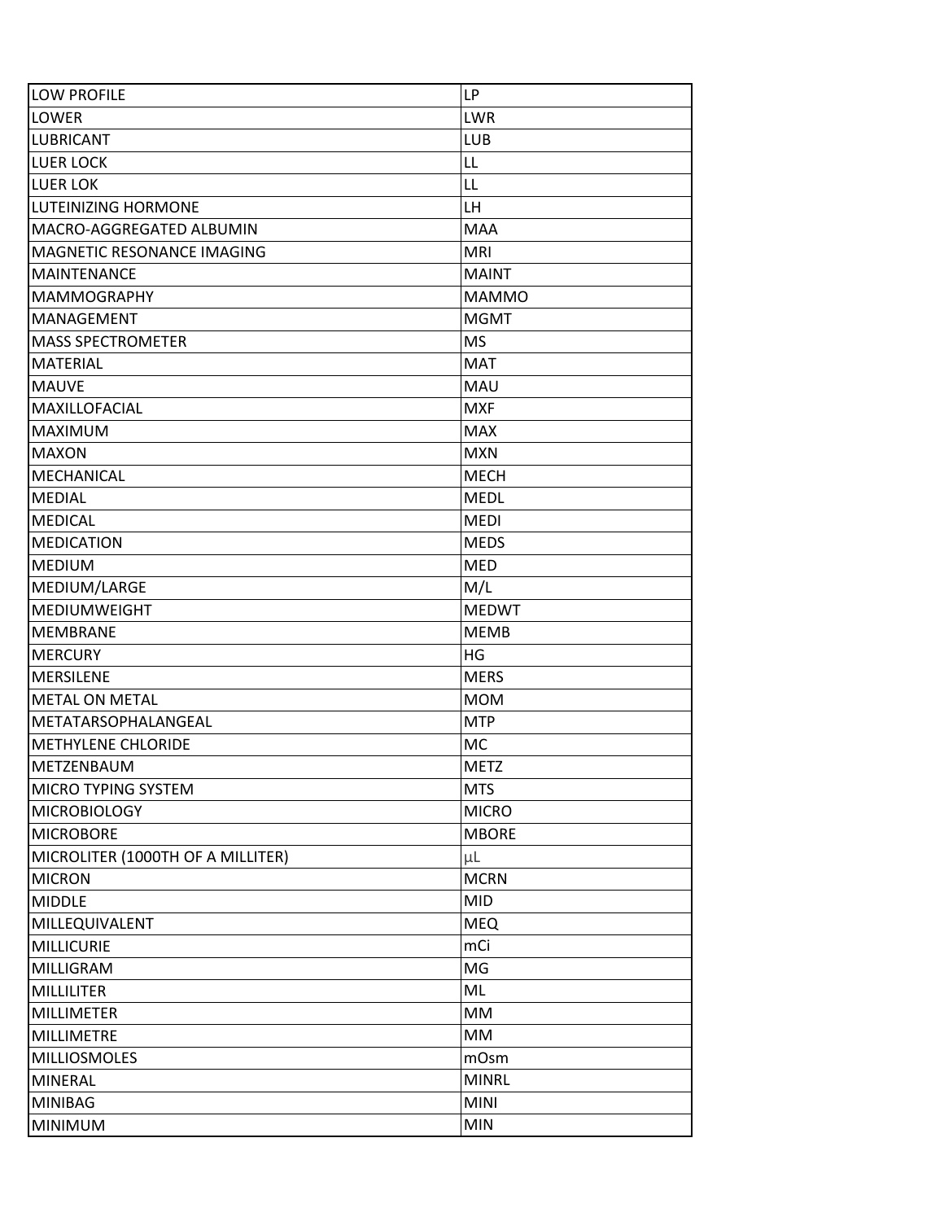| LOW PROFILE | LP |
|---|---|
| LOWER | LWR |
| LUBRICANT | LUB |
| LUER LOCK | LL |
| LUER LOK | LL |
| LUTEINIZING HORMONE | LH |
| MACRO-AGGREGATED ALBUMIN | MAA |
| MAGNETIC RESONANCE IMAGING | MRI |
| MAINTENANCE | MAINT |
| MAMMOGRAPHY | MAMMO |
| MANAGEMENT | MGMT |
| MASS SPECTROMETER | MS |
| MATERIAL | MAT |
| MAUVE | MAU |
| MAXILLOFACIAL | MXF |
| MAXIMUM | MAX |
| MAXON | MXN |
| MECHANICAL | MECH |
| MEDIAL | MEDL |
| MEDICAL | MEDI |
| MEDICATION | MEDS |
| MEDIUM | MED |
| MEDIUM/LARGE | M/L |
| MEDIUMWEIGHT | MEDWT |
| MEMBRANE | MEMB |
| MERCURY | HG |
| MERSILENE | MERS |
| METAL ON METAL | MOM |
| METATARSOPHALANGEAL | MTP |
| METHYLENE CHLORIDE | MC |
| METZENBAUM | METZ |
| MICRO TYPING SYSTEM | MTS |
| MICROBIOLOGY | MICRO |
| MICROBORE | MBORE |
| MICROLITER (1000TH OF A MILLITER) | μL |
| MICRON | MCRN |
| MIDDLE | MID |
| MILLEQUIVALENT | MEQ |
| MILLICURIE | mCi |
| MILLIGRAM | MG |
| MILLILITER | ML |
| MILLIMETER | MM |
| MILLIMETRE | MM |
| MILLIOSMOLES | mOsm |
| MINERAL | MINRL |
| MINIBAG | MINI |
| MINIMUM | MIN |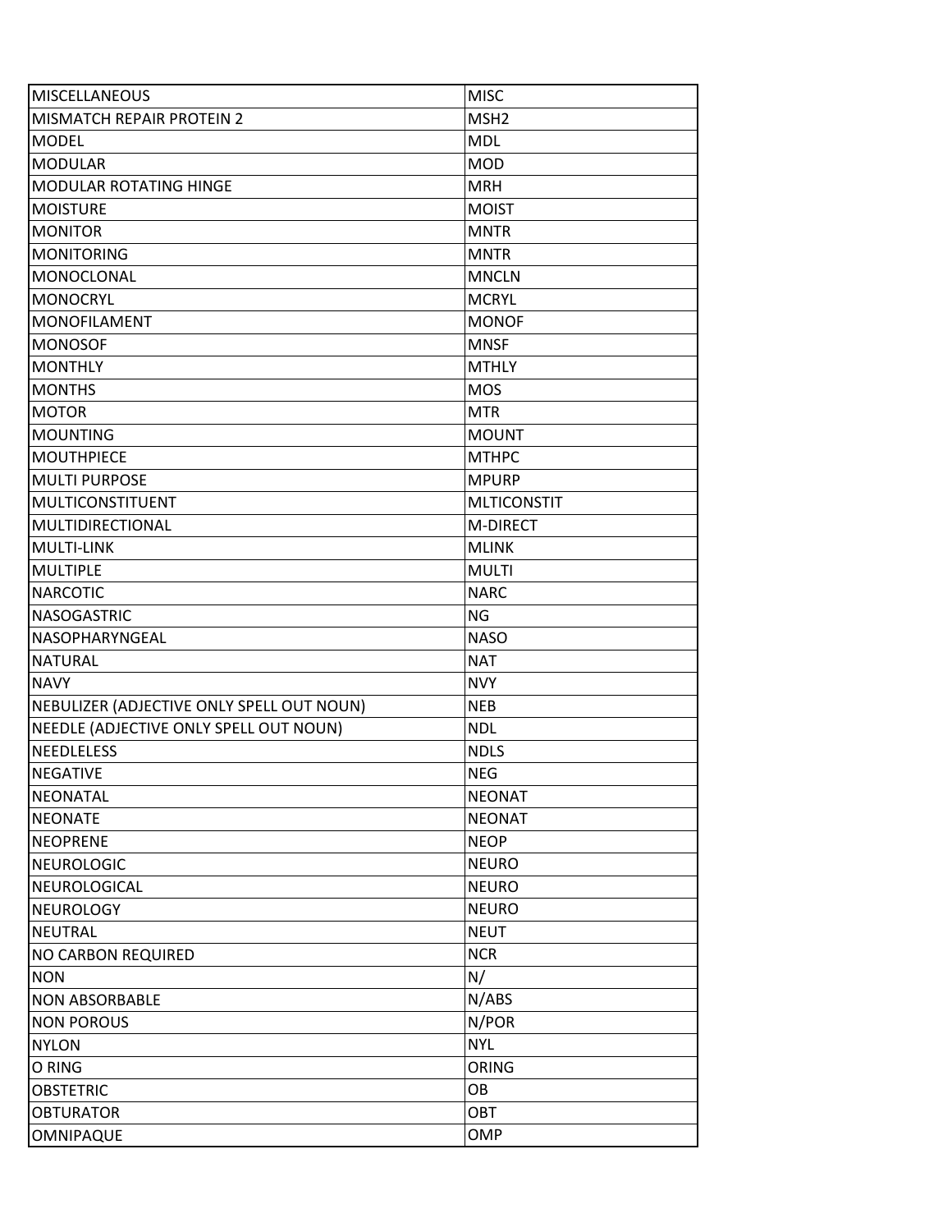| | |
|---|---|
| MISCELLANEOUS | MISC |
| MISMATCH REPAIR PROTEIN 2 | MSH2 |
| MODEL | MDL |
| MODULAR | MOD |
| MODULAR ROTATING HINGE | MRH |
| MOISTURE | MOIST |
| MONITOR | MNTR |
| MONITORING | MNTR |
| MONOCLONAL | MNCLN |
| MONOCRYL | MCRYL |
| MONOFILAMENT | MONOF |
| MONOSOF | MNSF |
| MONTHLY | MTHLY |
| MONTHS | MOS |
| MOTOR | MTR |
| MOUNTING | MOUNT |
| MOUTHPIECE | MTHPC |
| MULTI PURPOSE | MPURP |
| MULTICONSTITUENT | MLTICONSTIT |
| MULTIDIRECTIONAL | M-DIRECT |
| MULTI-LINK | MLINK |
| MULTIPLE | MULTI |
| NARCOTIC | NARC |
| NASOGASTRIC | NG |
| NASOPHARYNGEAL | NASO |
| NATURAL | NAT |
| NAVY | NVY |
| NEBULIZER (ADJECTIVE ONLY SPELL OUT NOUN) | NEB |
| NEEDLE (ADJECTIVE ONLY SPELL OUT NOUN) | NDL |
| NEEDLELESS | NDLS |
| NEGATIVE | NEG |
| NEONATAL | NEONAT |
| NEONATE | NEONAT |
| NEOPRENE | NEOP |
| NEUROLOGIC | NEURO |
| NEUROLOGICAL | NEURO |
| NEUROLOGY | NEURO |
| NEUTRAL | NEUT |
| NO CARBON REQUIRED | NCR |
| NON | N/ |
| NON ABSORBABLE | N/ABS |
| NON POROUS | N/POR |
| NYLON | NYL |
| O RING | ORING |
| OBSTETRIC | OB |
| OBTURATOR | OBT |
| OMNIPAQUE | OMP |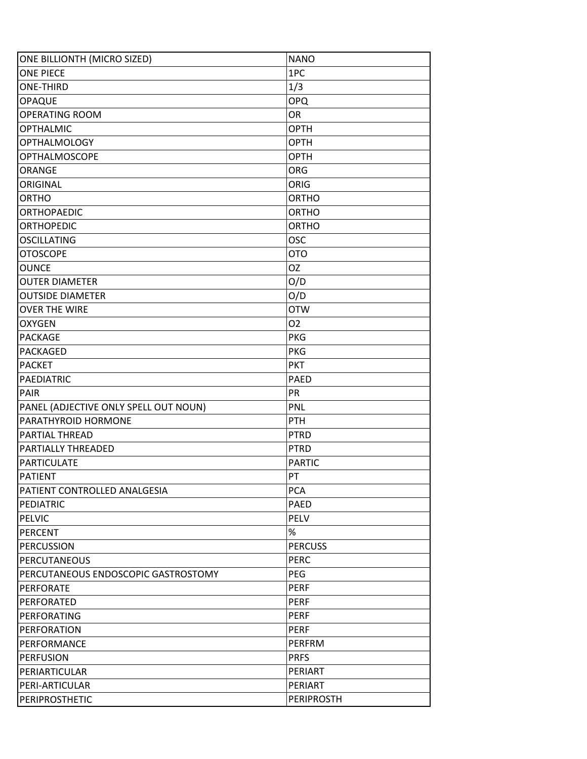| ONE BILLIONTH (MICRO SIZED) | NANO |
|---|---|
| ONE PIECE | 1PC |
| ONE-THIRD | 1/3 |
| OPAQUE | OPQ |
| OPERATING ROOM | OR |
| OPTHALMIC | OPTH |
| OPTHALMOLOGY | OPTH |
| OPTHALMOSCOPE | OPTH |
| ORANGE | ORG |
| ORIGINAL | ORIG |
| ORTHO | ORTHO |
| ORTHOPAEDIC | ORTHO |
| ORTHOPEDIC | ORTHO |
| OSCILLATING | OSC |
| OTOSCOPE | OTO |
| OUNCE | OZ |
| OUTER DIAMETER | O/D |
| OUTSIDE DIAMETER | O/D |
| OVER THE WIRE | OTW |
| OXYGEN | O2 |
| PACKAGE | PKG |
| PACKAGED | PKG |
| PACKET | PKT |
| PAEDIATRIC | PAED |
| PAIR | PR |
| PANEL (ADJECTIVE ONLY SPELL OUT NOUN) | PNL |
| PARATHYROID HORMONE | PTH |
| PARTIAL THREAD | PTRD |
| PARTIALLY THREADED | PTRD |
| PARTICULATE | PARTIC |
| PATIENT | PT |
| PATIENT CONTROLLED ANALGESIA | PCA |
| PEDIATRIC | PAED |
| PELVIC | PELV |
| PERCENT | % |
| PERCUSSION | PERCUSS |
| PERCUTANEOUS | PERC |
| PERCUTANEOUS ENDOSCOPIC GASTROSTOMY | PEG |
| PERFORATE | PERF |
| PERFORATED | PERF |
| PERFORATING | PERF |
| PERFORATION | PERF |
| PERFORMANCE | PERFRM |
| PERFUSION | PRFS |
| PERIARTICULAR | PERIART |
| PERI-ARTICULAR | PERIART |
| PERIPROSTHETIC | PERIPROSTH |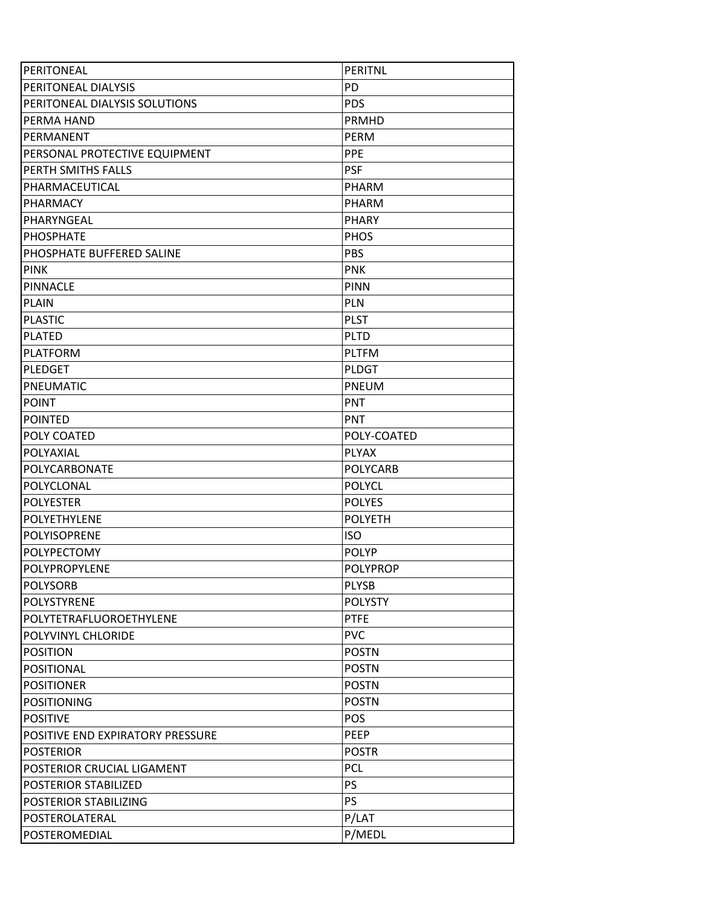| PERITONEAL | PERITNL |
|---|---|
| PERITONEAL DIALYSIS | PD |
| PERITONEAL DIALYSIS SOLUTIONS | PDS |
| PERMA HAND | PRMHD |
| PERMANENT | PERM |
| PERSONAL PROTECTIVE EQUIPMENT | PPE |
| PERTH SMITHS FALLS | PSF |
| PHARMACEUTICAL | PHARM |
| PHARMACY | PHARM |
| PHARYNGEAL | PHARY |
| PHOSPHATE | PHOS |
| PHOSPHATE BUFFERED SALINE | PBS |
| PINK | PNK |
| PINNACLE | PINN |
| PLAIN | PLN |
| PLASTIC | PLST |
| PLATED | PLTD |
| PLATFORM | PLTFM |
| PLEDGET | PLDGT |
| PNEUMATIC | PNEUM |
| POINT | PNT |
| POINTED | PNT |
| POLY COATED | POLY-COATED |
| POLYAXIAL | PLYAX |
| POLYCARBONATE | POLYCARB |
| POLYCLONAL | POLYCL |
| POLYESTER | POLYES |
| POLYETHYLENE | POLYETH |
| POLYISOPRENE | ISO |
| POLYPECTOMY | POLYP |
| POLYPROPYLENE | POLYPROP |
| POLYSORB | PLYSB |
| POLYSTYRENE | POLYSTY |
| POLYTETRAFLUOROETHYLENE | PTFE |
| POLYVINYL CHLORIDE | PVC |
| POSITION | POSTN |
| POSITIONAL | POSTN |
| POSITIONER | POSTN |
| POSITIONING | POSTN |
| POSITIVE | POS |
| POSITIVE END EXPIRATORY PRESSURE | PEEP |
| POSTERIOR | POSTR |
| POSTERIOR CRUCIAL LIGAMENT | PCL |
| POSTERIOR STABILIZED | PS |
| POSTERIOR STABILIZING | PS |
| POSTEROLATERAL | P/LAT |
| POSTEROMEDIAL | P/MEDL |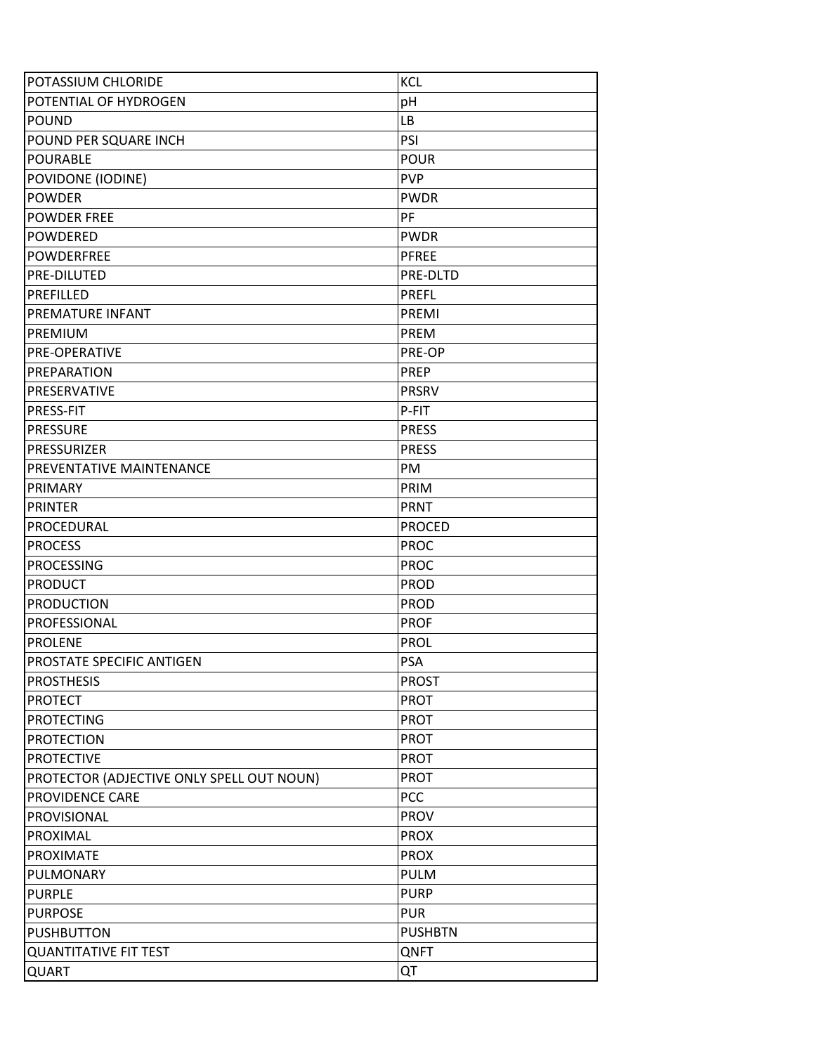| POTASSIUM CHLORIDE | KCL |
|---|---|
| POTENTIAL OF HYDROGEN | pH |
| POUND | LB |
| POUND PER SQUARE INCH | PSI |
| POURABLE | POUR |
| POVIDONE (IODINE) | PVP |
| POWDER | PWDR |
| POWDER FREE | PF |
| POWDERED | PWDR |
| POWDERFREE | PFREE |
| PRE-DILUTED | PRE-DLTD |
| PREFILLED | PREFL |
| PREMATURE INFANT | PREMI |
| PREMIUM | PREM |
| PRE-OPERATIVE | PRE-OP |
| PREPARATION | PREP |
| PRESERVATIVE | PRSRV |
| PRESS-FIT | P-FIT |
| PRESSURE | PRESS |
| PRESSURIZER | PRESS |
| PREVENTATIVE MAINTENANCE | PM |
| PRIMARY | PRIM |
| PRINTER | PRNT |
| PROCEDURAL | PROCED |
| PROCESS | PROC |
| PROCESSING | PROC |
| PRODUCT | PROD |
| PRODUCTION | PROD |
| PROFESSIONAL | PROF |
| PROLENE | PROL |
| PROSTATE SPECIFIC ANTIGEN | PSA |
| PROSTHESIS | PROST |
| PROTECT | PROT |
| PROTECTING | PROT |
| PROTECTION | PROT |
| PROTECTIVE | PROT |
| PROTECTOR (ADJECTIVE ONLY SPELL OUT NOUN) | PROT |
| PROVIDENCE CARE | PCC |
| PROVISIONAL | PROV |
| PROXIMAL | PROX |
| PROXIMATE | PROX |
| PULMONARY | PULM |
| PURPLE | PURP |
| PURPOSE | PUR |
| PUSHBUTTON | PUSHBTN |
| QUANTITATIVE FIT TEST | QNFT |
| QUART | QT |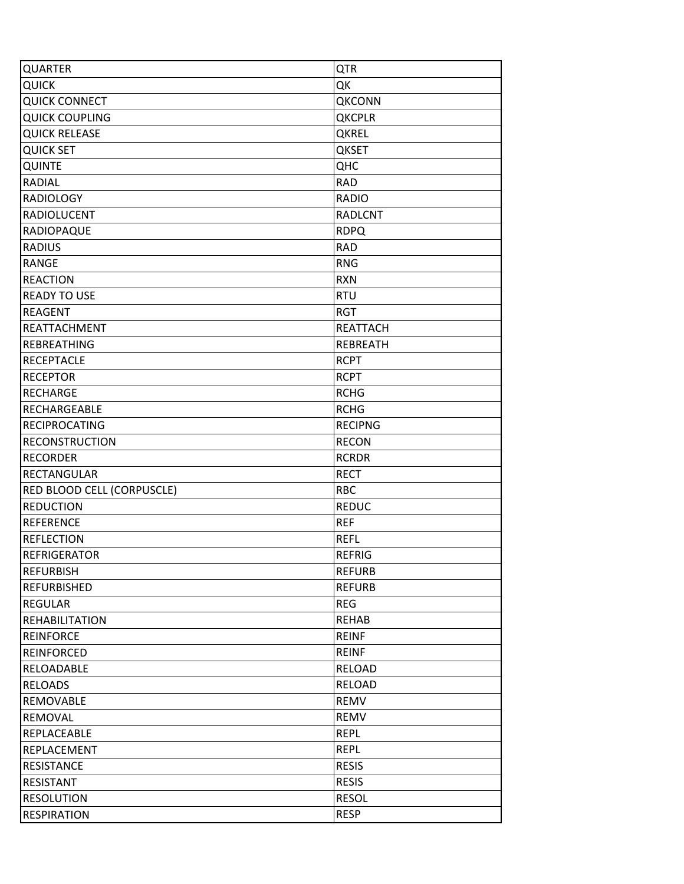| QUARTER | QTR |
|---|---|
| QUICK | QK |
| QUICK CONNECT | QKCONN |
| QUICK COUPLING | QKCPLR |
| QUICK RELEASE | QKREL |
| QUICK SET | QKSET |
| QUINTE | QHC |
| RADIAL | RAD |
| RADIOLOGY | RADIO |
| RADIOLUCENT | RADLCNT |
| RADIOPAQUE | RDPQ |
| RADIUS | RAD |
| RANGE | RNG |
| REACTION | RXN |
| READY TO USE | RTU |
| REAGENT | RGT |
| REATTACHMENT | REATTACH |
| REBREATHING | REBREATH |
| RECEPTACLE | RCPT |
| RECEPTOR | RCPT |
| RECHARGE | RCHG |
| RECHARGEABLE | RCHG |
| RECIPROCATING | RECIPNG |
| RECONSTRUCTION | RECON |
| RECORDER | RCRDR |
| RECTANGULAR | RECT |
| RED BLOOD CELL (CORPUSCLE) | RBC |
| REDUCTION | REDUC |
| REFERENCE | REF |
| REFLECTION | REFL |
| REFRIGERATOR | REFRIG |
| REFURBISH | REFURB |
| REFURBISHED | REFURB |
| REGULAR | REG |
| REHABILITATION | REHAB |
| REINFORCE | REINF |
| REINFORCED | REINF |
| RELOADABLE | RELOAD |
| RELOADS | RELOAD |
| REMOVABLE | REMV |
| REMOVAL | REMV |
| REPLACEABLE | REPL |
| REPLACEMENT | REPL |
| RESISTANCE | RESIS |
| RESISTANT | RESIS |
| RESOLUTION | RESOL |
| RESPIRATION | RESP |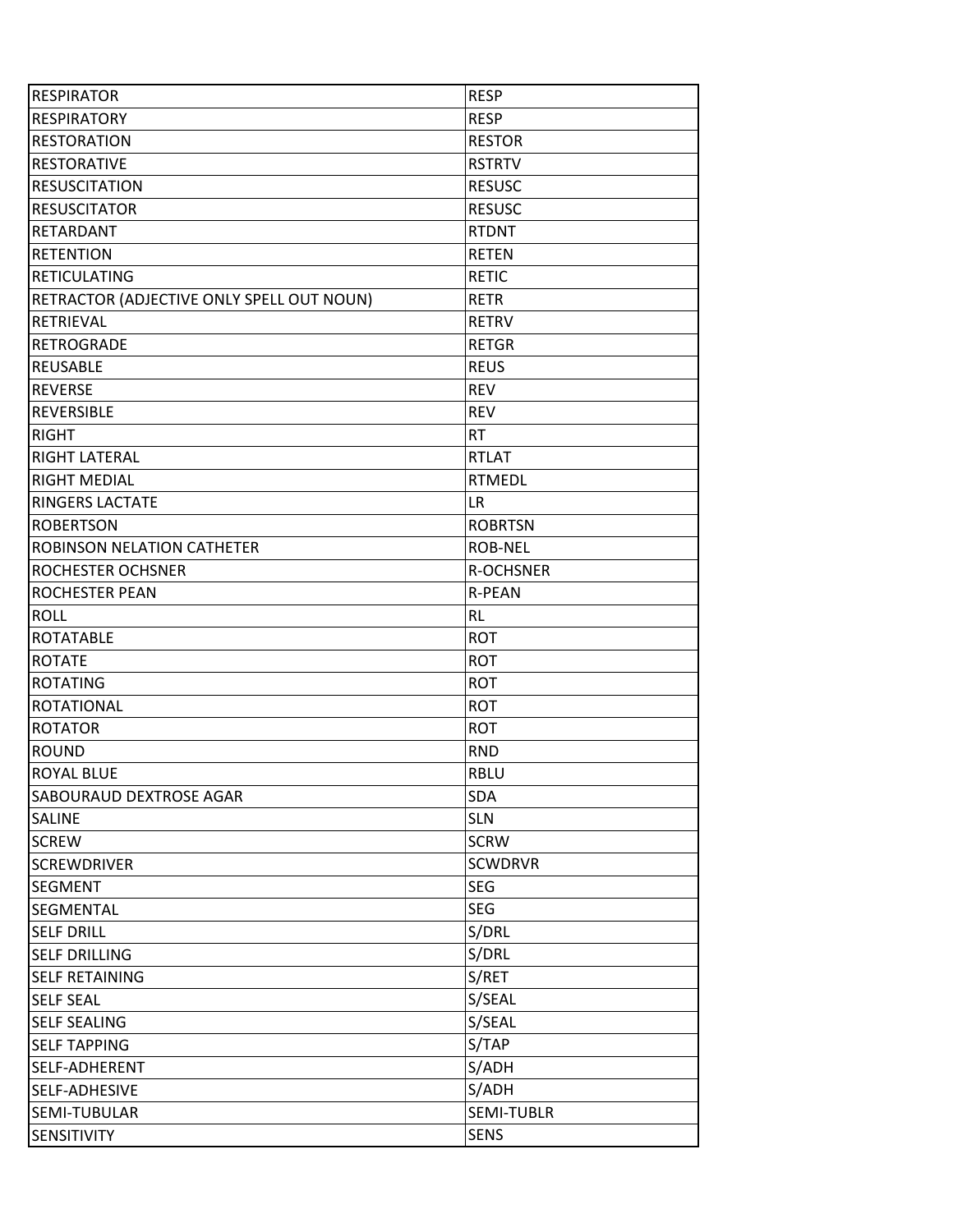| RESPIRATOR | RESP |
| --- | --- |
| RESPIRATORY | RESP |
| RESTORATION | RESTOR |
| RESTORATIVE | RSTRTV |
| RESUSCITATION | RESUSC |
| RESUSCITATOR | RESUSC |
| RETARDANT | RTDNT |
| RETENTION | RETEN |
| RETICULATING | RETIC |
| RETRACTOR (ADJECTIVE ONLY SPELL OUT NOUN) | RETR |
| RETRIEVAL | RETRV |
| RETROGRADE | RETGR |
| REUSABLE | REUS |
| REVERSE | REV |
| REVERSIBLE | REV |
| RIGHT | RT |
| RIGHT LATERAL | RTLAT |
| RIGHT MEDIAL | RTMEDL |
| RINGERS LACTATE | LR |
| ROBERTSON | ROBRTSN |
| ROBINSON NELATION CATHETER | ROB-NEL |
| ROCHESTER OCHSNER | R-OCHSNER |
| ROCHESTER PEAN | R-PEAN |
| ROLL | RL |
| ROTATABLE | ROT |
| ROTATE | ROT |
| ROTATING | ROT |
| ROTATIONAL | ROT |
| ROTATOR | ROT |
| ROUND | RND |
| ROYAL BLUE | RBLU |
| SABOURAUD DEXTROSE AGAR | SDA |
| SALINE | SLN |
| SCREW | SCRW |
| SCREWDRIVER | SCWDRVR |
| SEGMENT | SEG |
| SEGMENTAL | SEG |
| SELF DRILL | S/DRL |
| SELF DRILLING | S/DRL |
| SELF RETAINING | S/RET |
| SELF SEAL | S/SEAL |
| SELF SEALING | S/SEAL |
| SELF TAPPING | S/TAP |
| SELF-ADHERENT | S/ADH |
| SELF-ADHESIVE | S/ADH |
| SEMI-TUBULAR | SEMI-TUBLR |
| SENSITIVITY | SENS |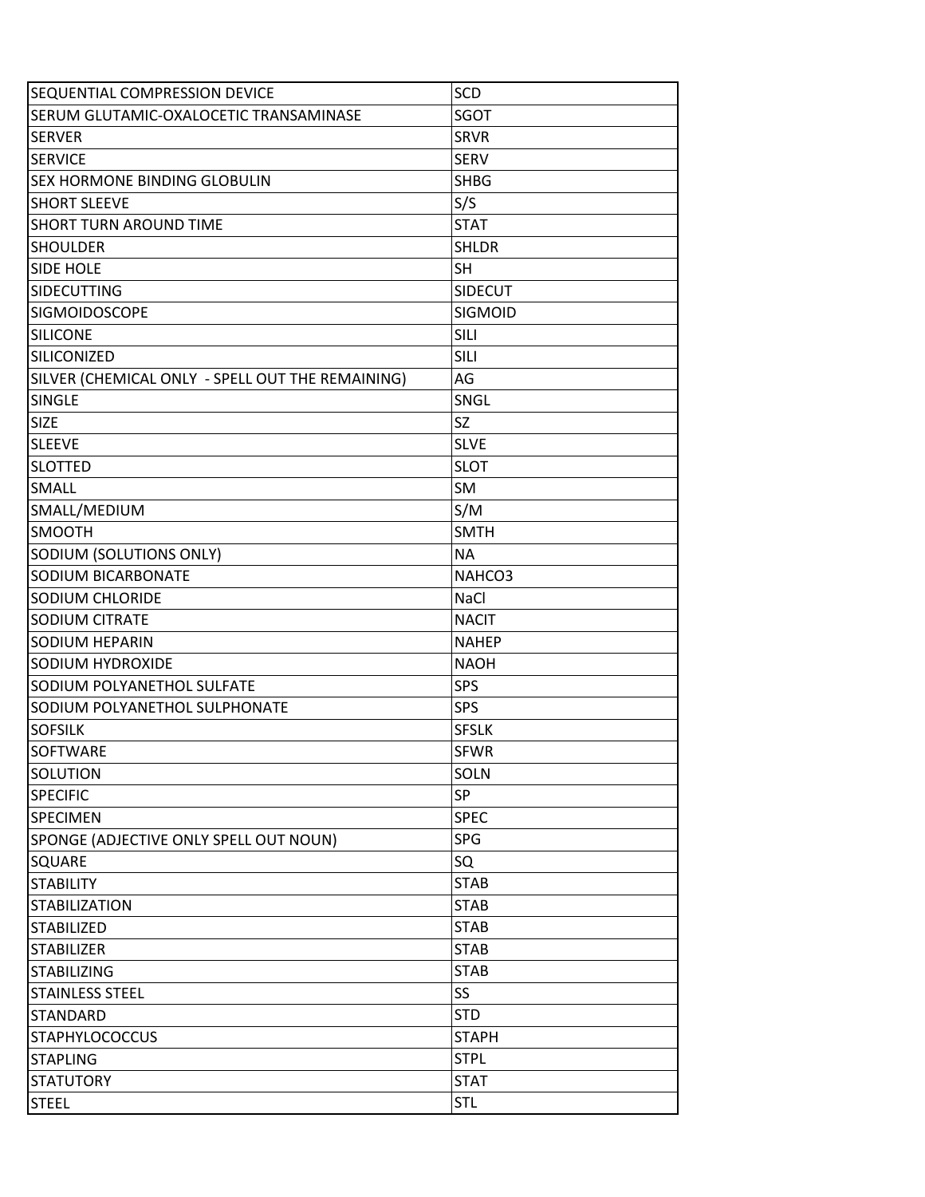| SEQUENTIAL COMPRESSION DEVICE | SCD |
|---|---|
| SERUM GLUTAMIC-OXALOCETIC TRANSAMINASE | SGOT |
| SERVER | SRVR |
| SERVICE | SERV |
| SEX HORMONE BINDING GLOBULIN | SHBG |
| SHORT SLEEVE | S/S |
| SHORT TURN AROUND TIME | STAT |
| SHOULDER | SHLDR |
| SIDE HOLE | SH |
| SIDECUTTING | SIDECUT |
| SIGMOIDOSCOPE | SIGMOID |
| SILICONE | SILI |
| SILICONIZED | SILI |
| SILVER (CHEMICAL ONLY - SPELL OUT THE REMAINING) | AG |
| SINGLE | SNGL |
| SIZE | SZ |
| SLEEVE | SLVE |
| SLOTTED | SLOT |
| SMALL | SM |
| SMALL/MEDIUM | S/M |
| SMOOTH | SMTH |
| SODIUM (SOLUTIONS ONLY) | NA |
| SODIUM BICARBONATE | NAHCO3 |
| SODIUM CHLORIDE | NaCl |
| SODIUM CITRATE | NACIT |
| SODIUM HEPARIN | NAHEP |
| SODIUM HYDROXIDE | NAOH |
| SODIUM POLYANETHOL SULFATE | SPS |
| SODIUM POLYANETHOL SULPHONATE | SPS |
| SOFSILK | SFSLK |
| SOFTWARE | SFWR |
| SOLUTION | SOLN |
| SPECIFIC | SP |
| SPECIMEN | SPEC |
| SPONGE (ADJECTIVE ONLY SPELL OUT NOUN) | SPG |
| SQUARE | SQ |
| STABILITY | STAB |
| STABILIZATION | STAB |
| STABILIZED | STAB |
| STABILIZER | STAB |
| STABILIZING | STAB |
| STAINLESS STEEL | SS |
| STANDARD | STD |
| STAPHYLOCOCCUS | STAPH |
| STAPLING | STPL |
| STATUTORY | STAT |
| STEEL | STL |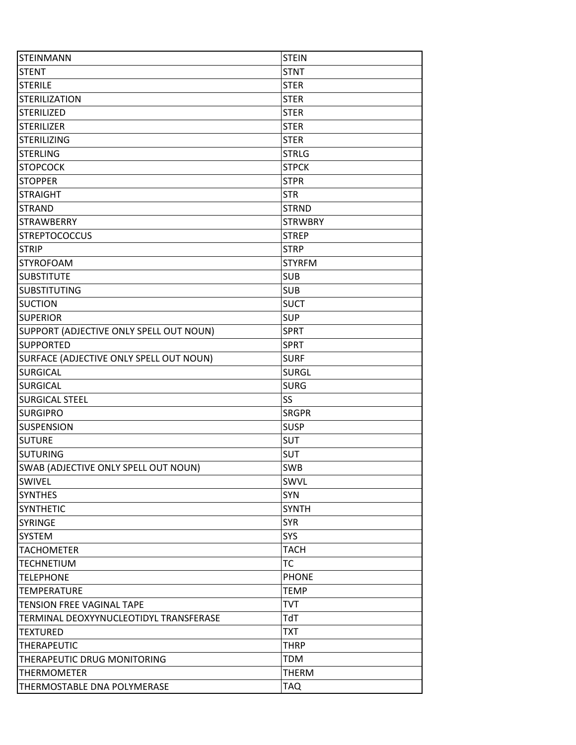| STEINMANN | STEIN |
|---|---|
| STENT | STNT |
| STERILE | STER |
| STERILIZATION | STER |
| STERILIZED | STER |
| STERILIZER | STER |
| STERILIZING | STER |
| STERLING | STRLG |
| STOPCOCK | STPCK |
| STOPPER | STPR |
| STRAIGHT | STR |
| STRAND | STRND |
| STRAWBERRY | STRWBRY |
| STREPTOCOCCUS | STREP |
| STRIP | STRP |
| STYROFOAM | STYRFM |
| SUBSTITUTE | SUB |
| SUBSTITUTING | SUB |
| SUCTION | SUCT |
| SUPERIOR | SUP |
| SUPPORT (ADJECTIVE ONLY SPELL OUT NOUN) | SPRT |
| SUPPORTED | SPRT |
| SURFACE (ADJECTIVE ONLY SPELL OUT NOUN) | SURF |
| SURGICAL | SURGL |
| SURGICAL | SURG |
| SURGICAL STEEL | SS |
| SURGIPRO | SRGPR |
| SUSPENSION | SUSP |
| SUTURE | SUT |
| SUTURING | SUT |
| SWAB (ADJECTIVE ONLY SPELL OUT NOUN) | SWB |
| SWIVEL | SWVL |
| SYNTHES | SYN |
| SYNTHETIC | SYNTH |
| SYRINGE | SYR |
| SYSTEM | SYS |
| TACHOMETER | TACH |
| TECHNETIUM | TC |
| TELEPHONE | PHONE |
| TEMPERATURE | TEMP |
| TENSION FREE VAGINAL TAPE | TVT |
| TERMINAL DEOXYYNUCLEOTIDYL TRANSFERASE | TdT |
| TEXTURED | TXT |
| THERAPEUTIC | THRP |
| THERAPEUTIC DRUG MONITORING | TDM |
| THERMOMETER | THERM |
| THERMOSTABLE DNA POLYMERASE | TAQ |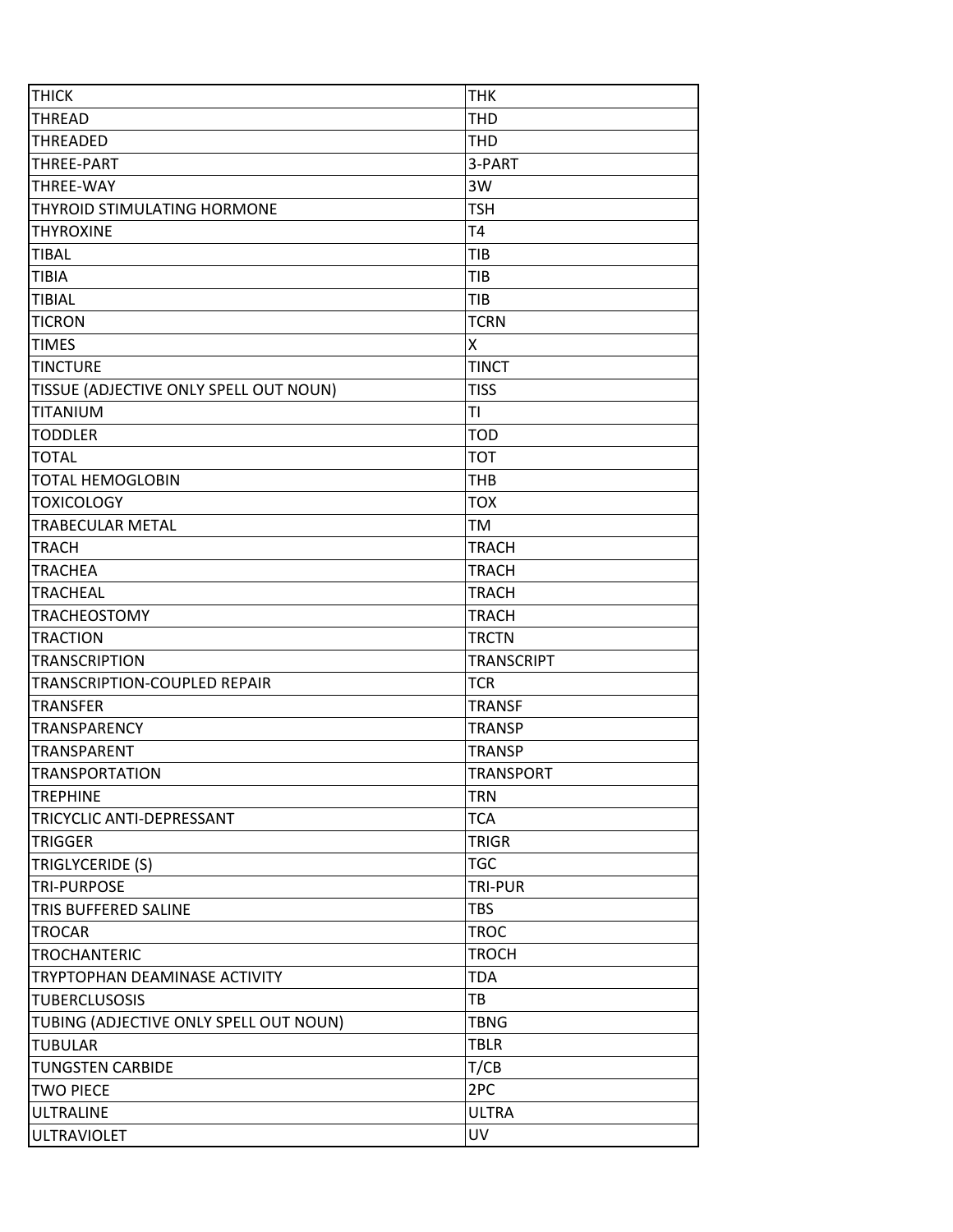| THICK | THK |
|---|---|
| THREAD | THD |
| THREADED | THD |
| THREE-PART | 3-PART |
| THREE-WAY | 3W |
| THYROID STIMULATING HORMONE | TSH |
| THYROXINE | T4 |
| TIBAL | TIB |
| TIBIA | TIB |
| TIBIAL | TIB |
| TICRON | TCRN |
| TIMES | X |
| TINCTURE | TINCT |
| TISSUE (ADJECTIVE ONLY SPELL OUT NOUN) | TISS |
| TITANIUM | TI |
| TODDLER | TOD |
| TOTAL | TOT |
| TOTAL HEMOGLOBIN | THB |
| TOXICOLOGY | TOX |
| TRABECULAR METAL | TM |
| TRACH | TRACH |
| TRACHEA | TRACH |
| TRACHEAL | TRACH |
| TRACHEOSTOMY | TRACH |
| TRACTION | TRCTN |
| TRANSCRIPTION | TRANSCRIPT |
| TRANSCRIPTION-COUPLED REPAIR | TCR |
| TRANSFER | TRANSF |
| TRANSPARENCY | TRANSP |
| TRANSPARENT | TRANSP |
| TRANSPORTATION | TRANSPORT |
| TREPHINE | TRN |
| TRICYCLIC ANTI-DEPRESSANT | TCA |
| TRIGGER | TRIGR |
| TRIGLYCERIDE (S) | TGC |
| TRI-PURPOSE | TRI-PUR |
| TRIS BUFFERED SALINE | TBS |
| TROCAR | TROC |
| TROCHANTERIC | TROCH |
| TRYPTOPHAN DEAMINASE ACTIVITY | TDA |
| TUBERCLUSOSIS | TB |
| TUBING (ADJECTIVE ONLY SPELL OUT NOUN) | TBNG |
| TUBULAR | TBLR |
| TUNGSTEN CARBIDE | T/CB |
| TWO PIECE | 2PC |
| ULTRALINE | ULTRA |
| ULTRAVIOLET | UV |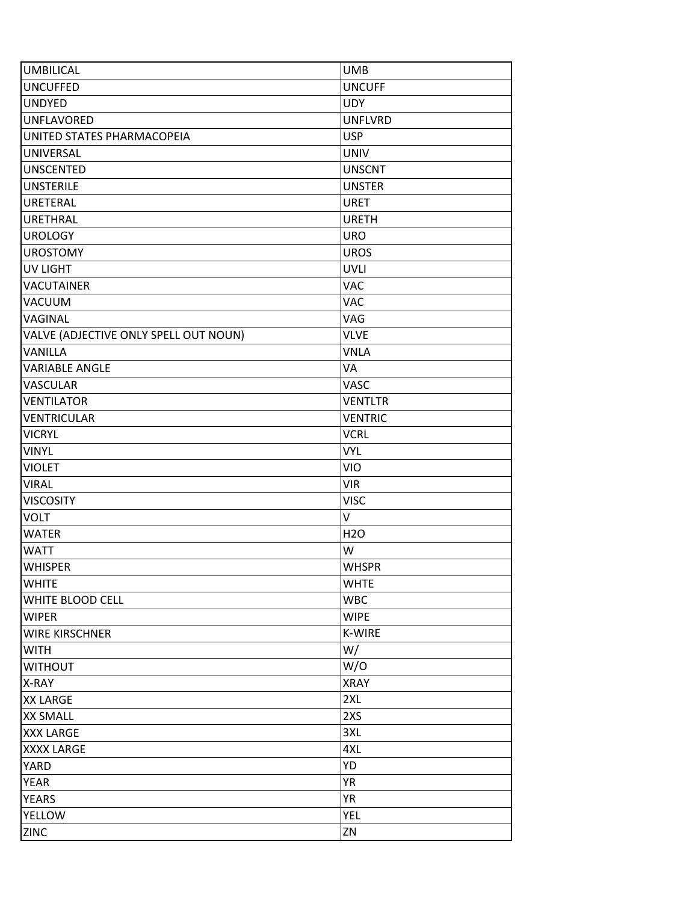| | |
|---|---|
| UMBILICAL | UMB |
| UNCUFFED | UNCUFF |
| UNDYED | UDY |
| UNFLAVORED | UNFLVRD |
| UNITED STATES PHARMACOPEIA | USP |
| UNIVERSAL | UNIV |
| UNSCENTED | UNSCNT |
| UNSTERILE | UNSTER |
| URETERAL | URET |
| URETHRAL | URETH |
| UROLOGY | URO |
| UROSTOMY | UROS |
| UV LIGHT | UVLI |
| VACUTAINER | VAC |
| VACUUM | VAC |
| VAGINAL | VAG |
| VALVE (ADJECTIVE ONLY SPELL OUT NOUN) | VLVE |
| VANILLA | VNLA |
| VARIABLE ANGLE | VA |
| VASCULAR | VASC |
| VENTILATOR | VENTLTR |
| VENTRICULAR | VENTRIC |
| VICRYL | VCRL |
| VINYL | VYL |
| VIOLET | VIO |
| VIRAL | VIR |
| VISCOSITY | VISC |
| VOLT | V |
| WATER | H2O |
| WATT | W |
| WHISPER | WHSPR |
| WHITE | WHTE |
| WHITE BLOOD CELL | WBC |
| WIPER | WIPE |
| WIRE KIRSCHNER | K-WIRE |
| WITH | W/ |
| WITHOUT | W/O |
| X-RAY | XRAY |
| XX LARGE | 2XL |
| XX SMALL | 2XS |
| XXX LARGE | 3XL |
| XXXX LARGE | 4XL |
| YARD | YD |
| YEAR | YR |
| YEARS | YR |
| YELLOW | YEL |
| ZINC | ZN |